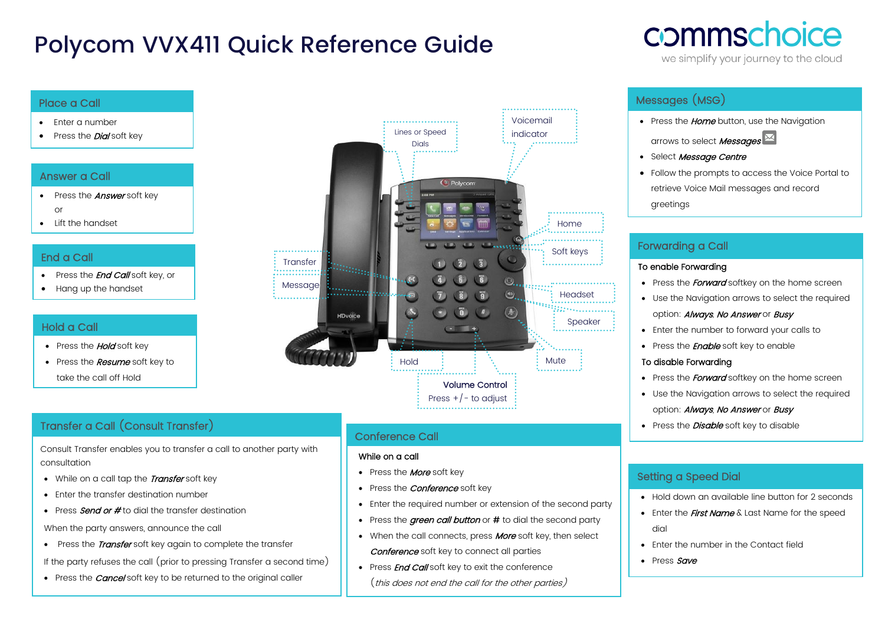# Polycom VVX411 Quick Reference Guide

commschoice
we simplify your journey to the cloud

## Place a Call

- Enter a number
- Press the ***Dial*** soft key

## Answer a Call

- Press the ***Answer*** soft key

or

- Lift the handset

## End a Call

- Press the ***End Call*** soft key, or
- Hang up the handset

## Hold a Call

- Press the ***Hold*** soft key
- Press the ***Resume*** soft key to take the call off Hold

Lines or Speed Dials

Voicemail indicator

Home

Soft keys

Transfer

Message

Headset

Speaker

Hold

Mute

Volume Control
Press +/- to adjust

## Messages (MSG)

- Press the ***Home*** button, use the Navigation arrows to select ***Messages***
- Select ***Message Centre***
- Follow the prompts to access the Voice Portal to retrieve Voice Mail messages and record greetings

## Forwarding a Call

To enable Forwarding

- Press the ***Forward*** softkey on the home screen
- Use the Navigation arrows to select the required option: ***Always***, ***No Answer*** or ***Busy***
- Enter the number to forward your calls to
- Press the ***Enable*** soft key to enable

To disable Forwarding

- Press the ***Forward*** softkey on the home screen
- Use the Navigation arrows to select the required option: ***Always***, ***No Answer*** or ***Busy***
- Press the ***Disable*** soft key to disable

## Transfer a Call (Consult Transfer)

Consult Transfer enables you to transfer a call to another party with consultation

- While on a call tap the ***Transfer*** soft key
- Enter the transfer destination number
- Press ***Send or #*** to dial the transfer destination

When the party answers, announce the call

- Press the ***Transfer*** soft key again to complete the transfer

If the party refuses the call (prior to pressing Transfer a second time)

- Press the ***Cancel*** soft key to be returned to the original caller

## Conference Call

While on a call

- Press the ***More*** soft key
- Press the ***Conference*** soft key
- Enter the required number or extension of the second party
- Press the ***green call button*** or ***#*** to dial the second party
- When the call connects, press ***More*** soft key, then select ***Conference*** soft key to connect all parties
- Press ***End Call*** soft key to exit the conference

(*this does not end the call for the other parties*)

## Setting a Speed Dial

- Hold down an available line button for 2 seconds
- Enter the ***First Name*** & Last Name for the speed dial
- Enter the number in the Contact field
- Press ***Save***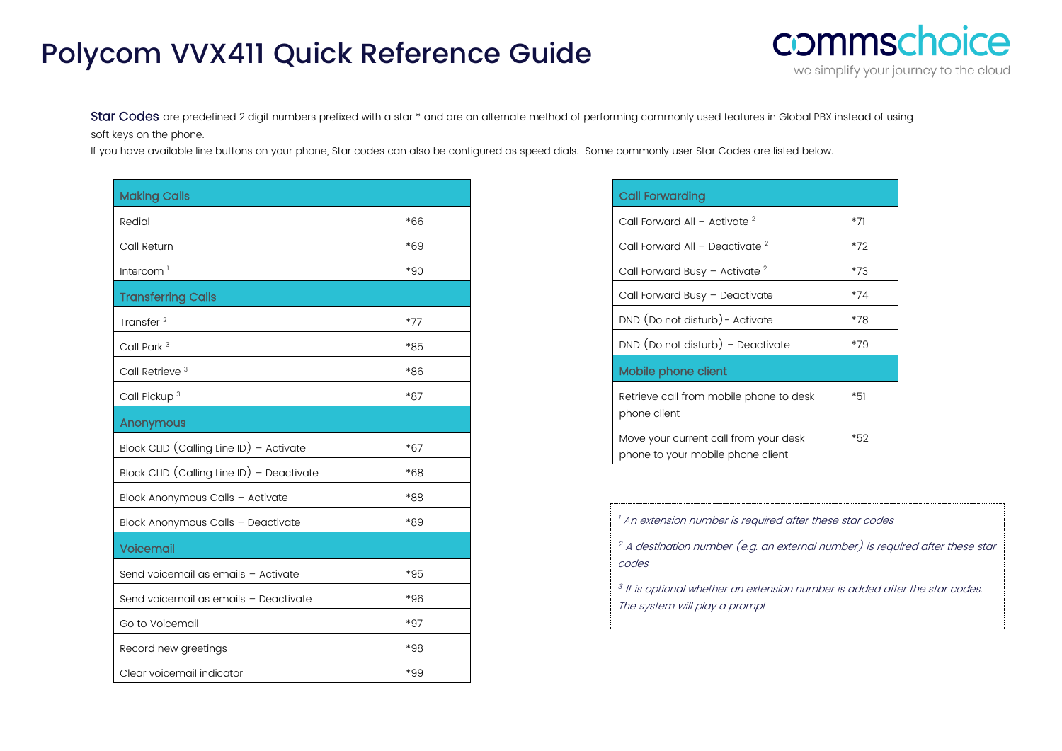# Polycom VVX411 Quick Reference Guide

**Star Codes** are predefined 2 digit numbers prefixed with a star * and are an alternate method of performing commonly used features in Global PBX instead of using soft keys on the phone.

If you have available line buttons on your phone, Star codes can also be configured as speed dials. Some commonly user Star Codes are listed below.

| Making Calls | |
|---|---|
| Redial | *66 |
| Call Return | *69 |
| Intercom [1] | *90 |
| **Transferring Calls** | |
| Transfer [2] | *77 |
| Call Park [3] | *85 |
| Call Retrieve [3] | *86 |
| Call Pickup [3] | *87 |
| **Anonymous** | |
| Block CLID (Calling Line ID) – Activate | *67 |
| Block CLID (Calling Line ID) – Deactivate | *68 |
| Block Anonymous Calls – Activate | *88 |
| Block Anonymous Calls – Deactivate | *89 |
| **Voicemail** | |
| Send voicemail as emails – Activate | *95 |
| Send voicemail as emails – Deactivate | *96 |
| Go to Voicemail | *97 |
| Record new greetings | *98 |
| Clear voicemail indicator | *99 |

| Call Forwarding | |
|---|---|
| Call Forward All – Activate [2] | *71 |
| Call Forward All – Deactivate [2] | *72 |
| Call Forward Busy – Activate [2] | *73 |
| Call Forward Busy – Deactivate | *74 |
| DND (Do not disturb)- Activate | *78 |
| DND (Do not disturb) – Deactivate | *79 |
| **Mobile phone client** | |
| Retrieve call from mobile phone to desk phone client | *51 |
| Move your current call from your desk phone to your mobile phone client | *52 |

*[1] An extension number is required after these star codes*

*[2] A destination number (e.g. an external number) is required after these star codes*

*[3] It is optional whether an extension number is added after the star codes. The system will play a prompt*